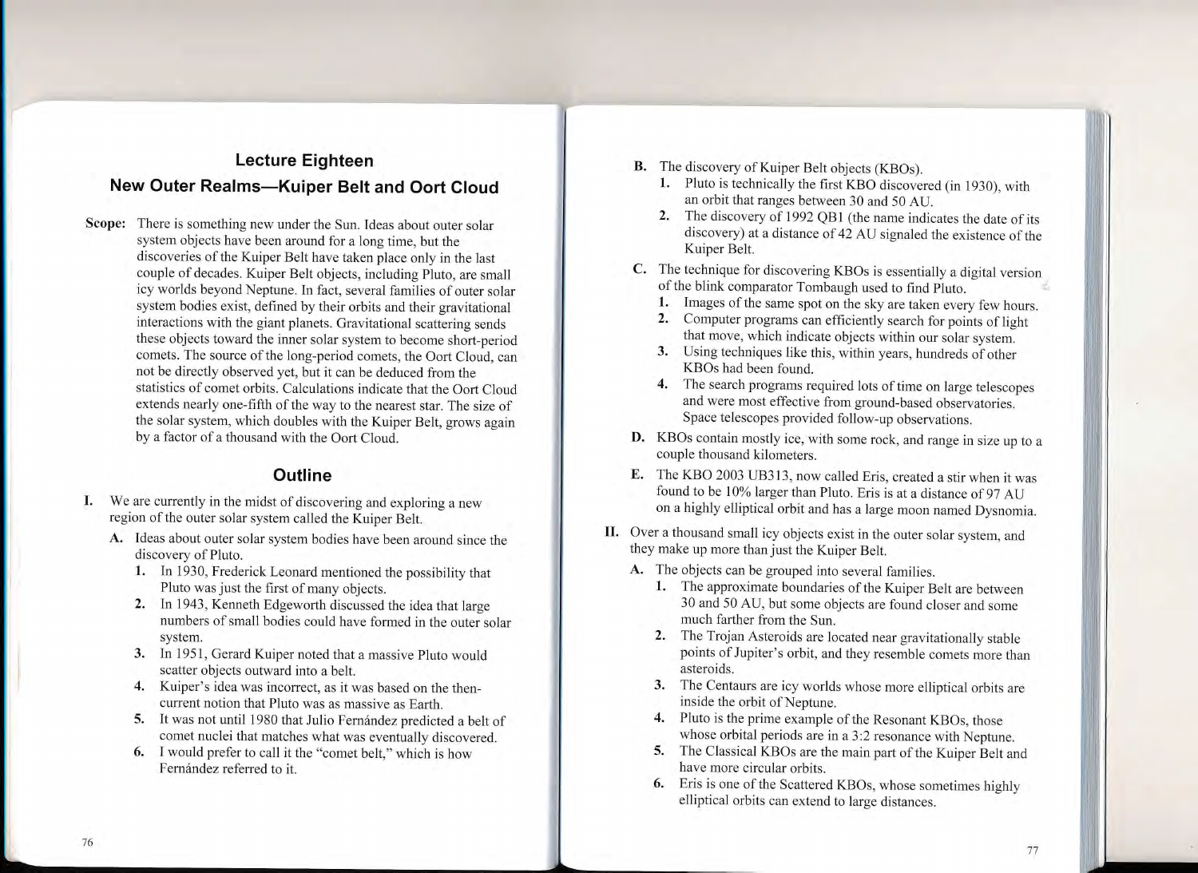# Lecture Eighteen

## New Outer Realms—Kuiper Belt and Oort Cloud

**Scope:** There is something new under the Sun. Ideas about outer solar system objects have been around for a long time, but the discoveries of the Kuiper Belt have taken place only in the last couple of decades. Kuiper Belt objects, including Pluto, are small icy worlds beyond Neptune. In fact, several families of outer solar system bodies exist, defined by their orbits and their gravitational interactions with the giant planets. Gravitational scattering sends these objects toward the inner solar system to become short-period comets. The source of the long-period comets, the Oort Cloud, can not be directly observed yet, but it can be deduced from the statistics of comet orbits. Calculations indicate that the Oort Cloud extends nearly one-fifth of the way to the nearest star. The size of the solar system, which doubles with the Kuiper Belt, grows again by a factor of a thousand with the Oort Cloud.

## Outline

I. We are currently in the midst of discovering and exploring a new region of the outer solar system called the Kuiper Belt.

   A. Ideas about outer solar system bodies have been around since the discovery of Pluto.

      1. In 1930, Frederick Leonard mentioned the possibility that Pluto was just the first of many objects.
      2. In 1943, Kenneth Edgeworth discussed the idea that large numbers of small bodies could have formed in the outer solar system.
      3. In 1951, Gerard Kuiper noted that a massive Pluto would scatter objects outward into a belt.
      4. Kuiper's idea was incorrect, as it was based on the then-current notion that Pluto was as massive as Earth.
      5. It was not until 1980 that Julio Fernández predicted a belt of comet nuclei that matches what was eventually discovered.
      6. I would prefer to call it the "comet belt," which is how Fernández referred to it.

   B. The discovery of Kuiper Belt objects (KBOs).

      1. Pluto is technically the first KBO discovered (in 1930), with an orbit that ranges between 30 and 50 AU.
      2. The discovery of 1992 QB1 (the name indicates the date of its discovery) at a distance of 42 AU signaled the existence of the Kuiper Belt.

   C. The technique for discovering KBOs is essentially a digital version of the blink comparator Tombaugh used to find Pluto.

      1. Images of the same spot on the sky are taken every few hours.
      2. Computer programs can efficiently search for points of light that move, which indicate objects within our solar system.
      3. Using techniques like this, within years, hundreds of other KBOs had been found.
      4. The search programs required lots of time on large telescopes and were most effective from ground-based observatories. Space telescopes provided follow-up observations.

   D. KBOs contain mostly ice, with some rock, and range in size up to a couple thousand kilometers.

   E. The KBO 2003 UB313, now called Eris, created a stir when it was found to be 10% larger than Pluto. Eris is at a distance of 97 AU on a highly elliptical orbit and has a large moon named Dysnomia.

II. Over a thousand small icy objects exist in the outer solar system, and they make up more than just the Kuiper Belt.

   A. The objects can be grouped into several families.

      1. The approximate boundaries of the Kuiper Belt are between 30 and 50 AU, but some objects are found closer and some much farther from the Sun.
      2. The Trojan Asteroids are located near gravitationally stable points of Jupiter's orbit, and they resemble comets more than asteroids.
      3. The Centaurs are icy worlds whose more elliptical orbits are inside the orbit of Neptune.
      4. Pluto is the prime example of the Resonant KBOs, those whose orbital periods are in a 3:2 resonance with Neptune.
      5. The Classical KBOs are the main part of the Kuiper Belt and have more circular orbits.
      6. Eris is one of the Scattered KBOs, whose sometimes highly elliptical orbits can extend to large distances.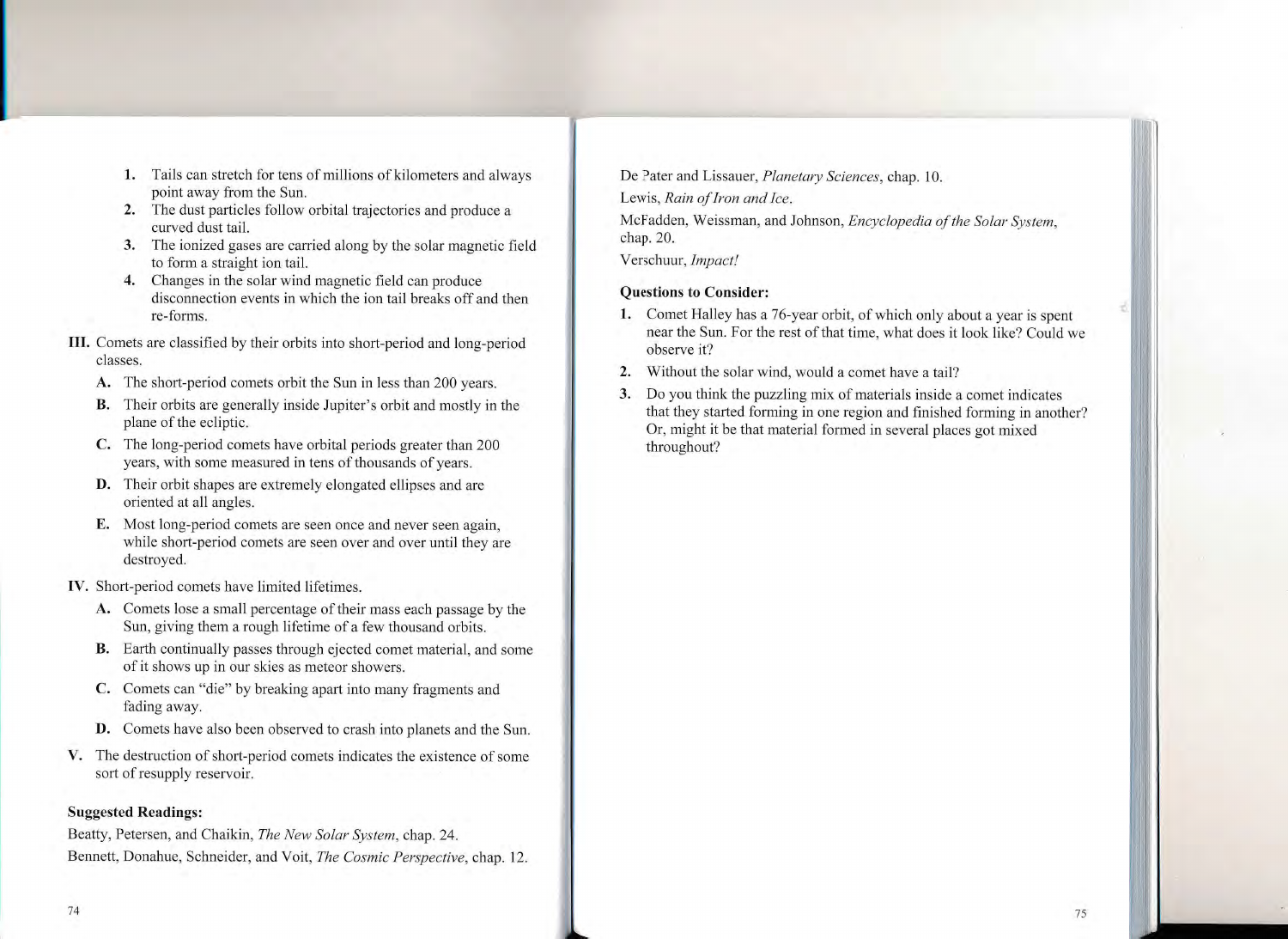1. Tails can stretch for tens of millions of kilometers and always point away from the Sun.
2. The dust particles follow orbital trajectories and produce a curved dust tail.
3. The ionized gases are carried along by the solar magnetic field to form a straight ion tail.
4. Changes in the solar wind magnetic field can produce disconnection events in which the ion tail breaks off and then re-forms.

**III.** Comets are classified by their orbits into short-period and long-period classes.

- **A.** The short-period comets orbit the Sun in less than 200 years.
- **B.** Their orbits are generally inside Jupiter's orbit and mostly in the plane of the ecliptic.
- **C.** The long-period comets have orbital periods greater than 200 years, with some measured in tens of thousands of years.
- **D.** Their orbit shapes are extremely elongated ellipses and are oriented at all angles.
- **E.** Most long-period comets are seen once and never seen again, while short-period comets are seen over and over until they are destroyed.

**IV.** Short-period comets have limited lifetimes.

- **A.** Comets lose a small percentage of their mass each passage by the Sun, giving them a rough lifetime of a few thousand orbits.
- **B.** Earth continually passes through ejected comet material, and some of it shows up in our skies as meteor showers.
- **C.** Comets can "die" by breaking apart into many fragments and fading away.
- **D.** Comets have also been observed to crash into planets and the Sun.

**V.** The destruction of short-period comets indicates the existence of some sort of resupply reservoir.

**Suggested Readings:**

Beatty, Petersen, and Chaikin, *The New Solar System*, chap. 24.

Bennett, Donahue, Schneider, and Voit, *The Cosmic Perspective*, chap. 12.

De Pater and Lissauer, *Planetary Sciences*, chap. 10.

Lewis, *Rain of Iron and Ice*.

McFadden, Weissman, and Johnson, *Encyclopedia of the Solar System*, chap. 20.

Verschuur, *Impact!*

**Questions to Consider:**

1. Comet Halley has a 76-year orbit, of which only about a year is spent near the Sun. For the rest of that time, what does it look like? Could we observe it?
2. Without the solar wind, would a comet have a tail?
3. Do you think the puzzling mix of materials inside a comet indicates that they started forming in one region and finished forming in another? Or, might it be that material formed in several places got mixed throughout?